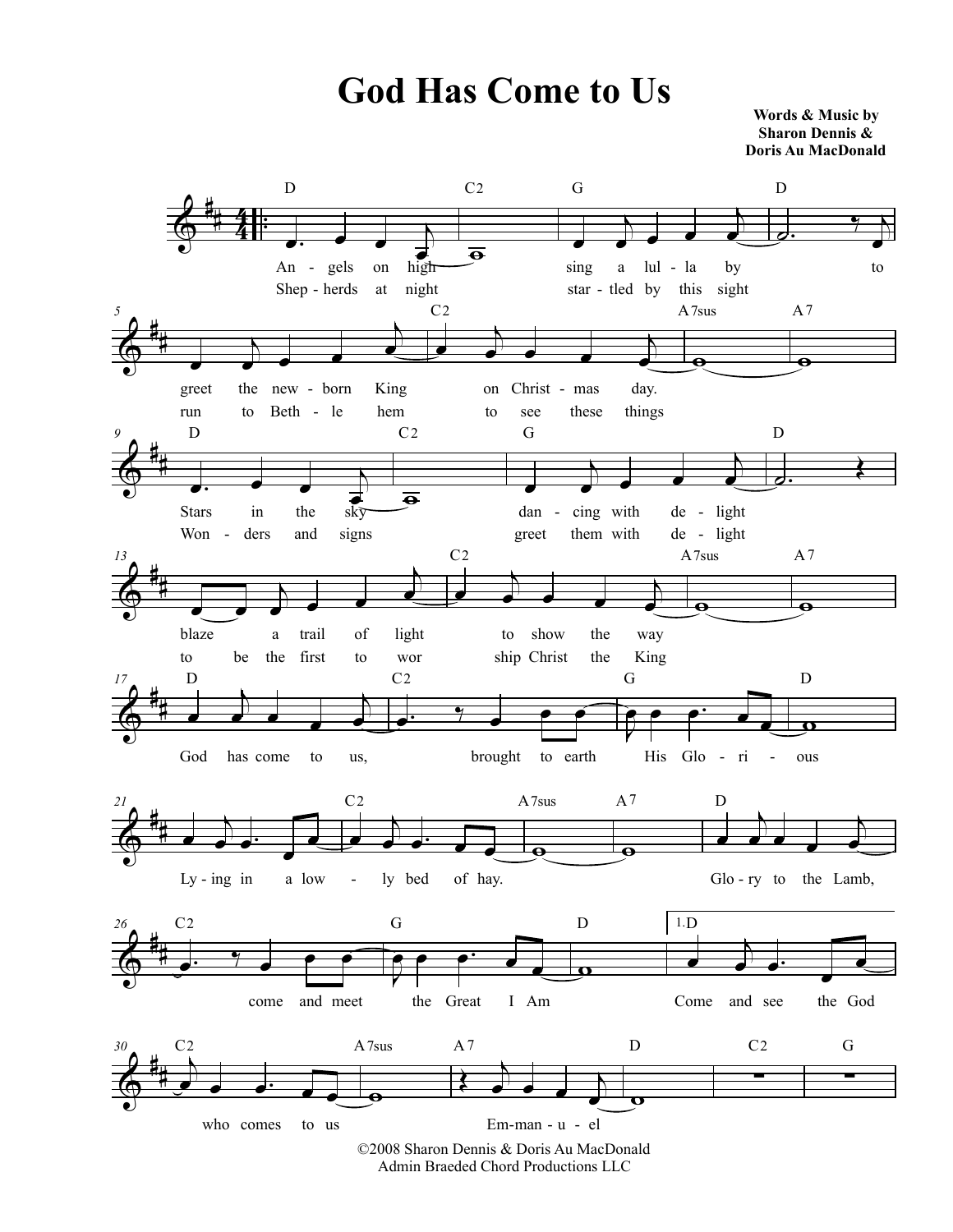# God Has Come to Us

**Words & Music by**
**Sharon Dennis &**
**Doris Au MacDonald**

D C2 G D
An - gels on high sing a lul - la by to
Shep - herds at night star - tled by this sight

C2 A7sus A7
greet the new - born King on Christ - mas day.
run to Beth - le hem to see these things

D C2 G D
Stars in the sky dan - cing with de - light
Won - ders and signs greet them with de - light

C2 A7sus A7
blaze a trail of light to show the way
to be the first to wor ship Christ the King

D C2 G D
God has come to us, brought to earth His Glo - ri - ous

C2 A7sus A7 D
Ly - ing in a low - ly bed of hay. Glo - ry to the Lamb,

C2 G D 1.D
come and meet the Great I Am Come and see the God

C2 A7sus A7 D C2 G
who comes to us Em - man - u - el

©2008 Sharon Dennis & Doris Au MacDonald
Admin Braeded Chord Productions LLC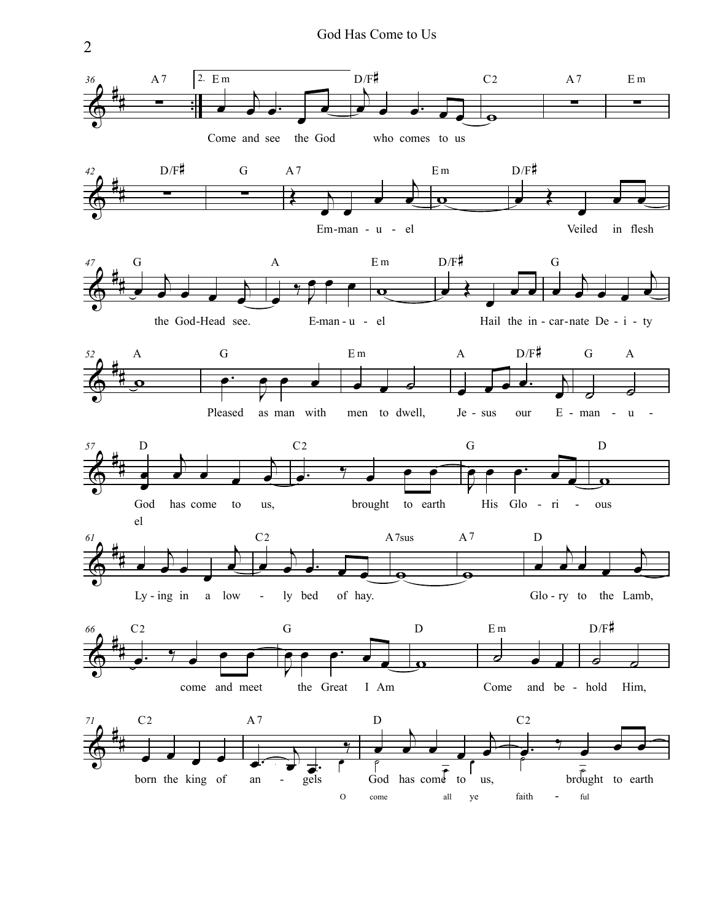# God Has Come to Us

A7 | 2. Em | D/F♯ | C2 | A7 | Em

Come and see the God who comes to us

D/F♯ | G | A7 | Em | D/F♯

Em-man - u - el Veiled in flesh

G | A | Em | D/F♯ | G

the God-Head see. E-man - u - el Hail the in - car-nate De - i - ty

A | G | Em | A | D/F♯ | G | A

Pleased as man with men to dwell, Je - sus our E - man - u - el

D | C2 | G | D

God has come to us, brought to earth His Glo - ri - ous

C2 | A7sus | A7 | D

Ly - ing in a low - ly bed of hay. Glo - ry to the Lamb,

C2 | G | D | Em | D/F♯

come and meet the Great I Am Come and be - hold Him,

C2 | A7 | D | C2

born the king of an - gels God has come to us, brought to earth

O come all ye faith - ful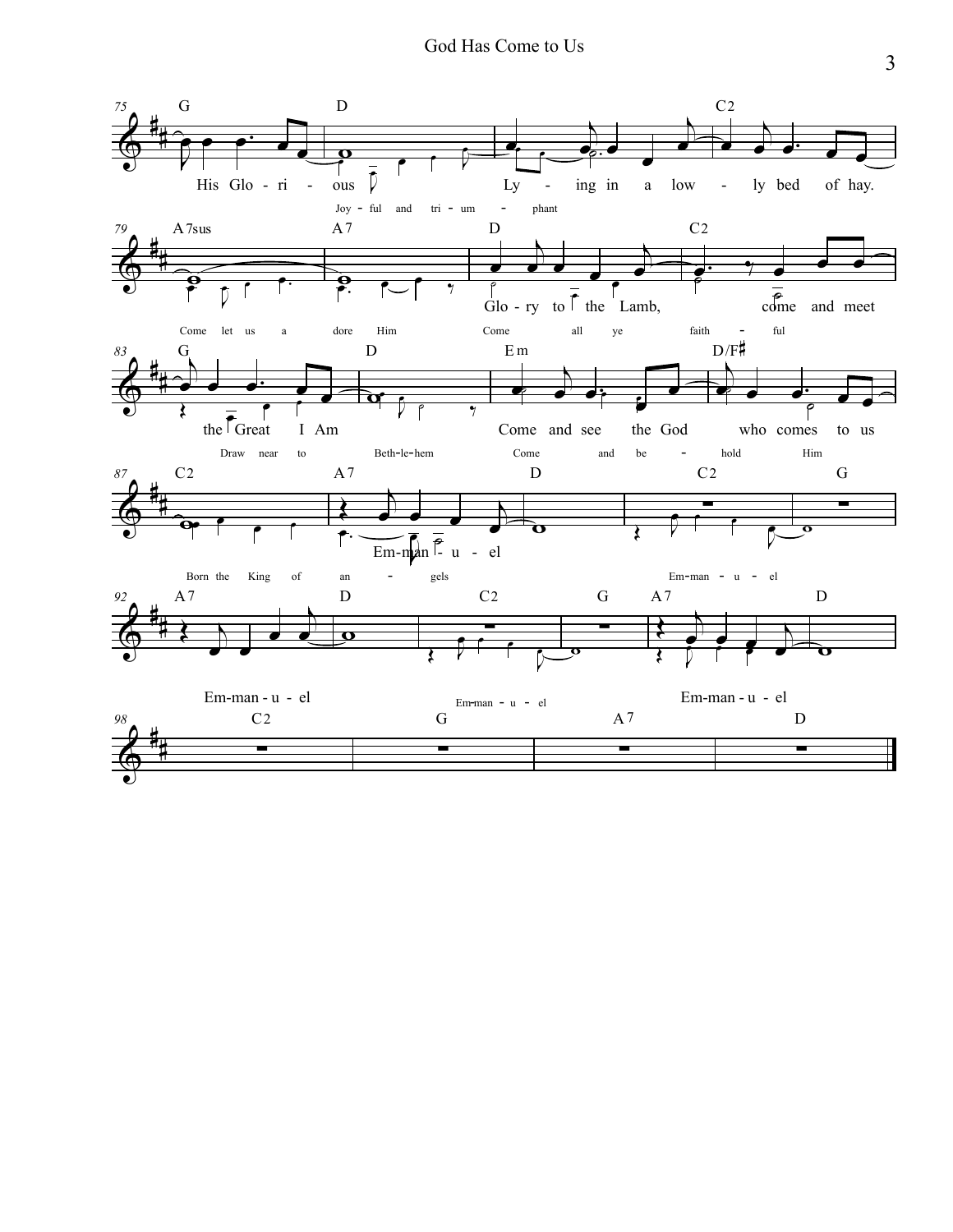75 G D C2

His Glo - ri - ous Ly - ing in a low - ly bed of hay.

Joy - ful and tri - um - phant

79 A7sus A7 D C2

Glo - ry to the Lamb, come and meet

Come let us a dore Him Come all ye faith - ful

83 G D Em D/F♯

the Great I Am Come and see the God who comes to us

Draw near to Beth-le-hem Come and be - hold Him

87 C2 A7 D C2 G

Em-man - u - el

Born the King of an - gels Em-man - u - el

92 A7 D C2 G A7 D

Em-man - u - el Em-man - u - el Em-man - u - el

98 C2 G A7 D